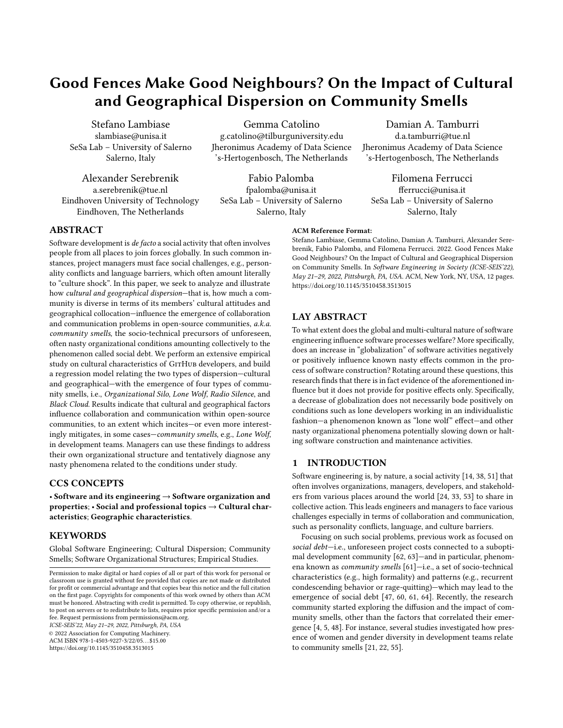# Good Fences Make Good Neighbours? On the Impact of Cultural and Geographical Dispersion on Community Smells

Stefano Lambiase
slambiase@unisa.it
SeSa Lab – University of Salerno
Salerno, Italy

Gemma Catolino
g.catolino@tilburguniversity.edu
Jheronimus Academy of Data Science
's-Hertogenbosch, The Netherlands

Damian A. Tamburri
d.a.tamburri@tue.nl
Jheronimus Academy of Data Science
's-Hertogenbosch, The Netherlands

Alexander Serebrenik
a.serebrenik@tue.nl
Eindhoven University of Technology
Eindhoven, The Netherlands

Fabio Palomba
fpalomba@unisa.it
SeSa Lab – University of Salerno
Salerno, Italy

Filomena Ferrucci
fferrucci@unisa.it
SeSa Lab – University of Salerno
Salerno, Italy

## ABSTRACT

Software development is *de facto* a social activity that often involves people from all places to join forces globally. In such common instances, project managers must face social challenges, e.g., personality conflicts and language barriers, which often amount literally to "culture shock". In this paper, we seek to analyze and illustrate how *cultural and geographical dispersion*—that is, how much a community is diverse in terms of its members' cultural attitudes and geographical collocation—influence the emergence of collaboration and communication problems in open-source communities, *a.k.a. community smells*, the socio-technical precursors of unforeseen, often nasty organizational conditions amounting collectively to the phenomenon called social debt. We perform an extensive empirical study on cultural characteristics of GitHub developers, and build a regression model relating the two types of dispersion—cultural and geographical—with the emergence of four types of community smells, i.e., *Organizational Silo*, *Lone Wolf*, *Radio Silence*, and *Black Cloud*. Results indicate that cultural and geographical factors influence collaboration and communication within open-source communities, to an extent which incites—or even more interestingly mitigates, in some cases—*community smells*, e.g., *Lone Wolf*, in development teams. Managers can use these findings to address their own organizational structure and tentatively diagnose any nasty phenomena related to the conditions under study.

## CCS CONCEPTS

• **Software and its engineering → Software organization and properties**; • **Social and professional topics → Cultural characteristics**; **Geographic characteristics**.

## KEYWORDS

Global Software Engineering; Cultural Dispersion; Community Smells; Software Organizational Structures; Empirical Studies.

Permission to make digital or hard copies of all or part of this work for personal or classroom use is granted without fee provided that copies are not made or distributed for profit or commercial advantage and that copies bear this notice and the full citation on the first page. Copyrights for components of this work owned by others than ACM must be honored. Abstracting with credit is permitted. To copy otherwise, or republish, to post on servers or to redistribute to lists, requires prior specific permission and/or a fee. Request permissions from permissions@acm.org.
*ICSE-SEIS'22, May 21–29, 2022, Pittsburgh, PA, USA*
© 2022 Association for Computing Machinery.
ACM ISBN 978-1-4503-9227-3/22/05…$15.00
https://doi.org/10.1145/3510458.3513015

**ACM Reference Format:**
Stefano Lambiase, Gemma Catolino, Damian A. Tamburri, Alexander Serebrenik, Fabio Palomba, and Filomena Ferrucci. 2022. Good Fences Make Good Neighbours? On the Impact of Cultural and Geographical Dispersion on Community Smells. In *Software Engineering in Society (ICSE-SEIS'22), May 21–29, 2022, Pittsburgh, PA, USA.* ACM, New York, NY, USA, 12 pages. https://doi.org/10.1145/3510458.3513015

## LAY ABSTRACT

To what extent does the global and multi-cultural nature of software engineering influence software processes welfare? More specifically, does an increase in "globalization" of software activities negatively or positively influence known nasty effects common in the process of software construction? Rotating around these questions, this research finds that there is in fact evidence of the aforementioned influence but it does not provide for positive effects only. Specifically, a decrease of globalization does not necessarily bode positively on conditions such as lone developers working in an individualistic fashion—a phenomenon known as "lone wolf" effect—and other nasty organizational phenomena potentially slowing down or halting software construction and maintenance activities.

## 1 INTRODUCTION

Software engineering is, by nature, a social activity [14, 38, 51] that often involves organizations, managers, developers, and stakeholders from various places around the world [24, 33, 53] to share in collective action. This leads engineers and managers to face various challenges especially in terms of collaboration and communication, such as personality conflicts, language, and culture barriers.

Focusing on such social problems, previous work as focused on *social debt*—i.e., unforeseen project costs connected to a suboptimal development community [62, 63]—and in particular, phenomena known as *community smells* [61]—i.e., a set of socio-technical characteristics (e.g., high formality) and patterns (e.g., recurrent condescending behavior or rage-quitting)—which may lead to the emergence of social debt [47, 60, 61, 64]. Recently, the research community started exploring the diffusion and the impact of community smells, other than the factors that correlated their emergence [4, 5, 48]. For instance, several studies investigated how presence of women and gender diversity in development teams relate to community smells [21, 22, 55].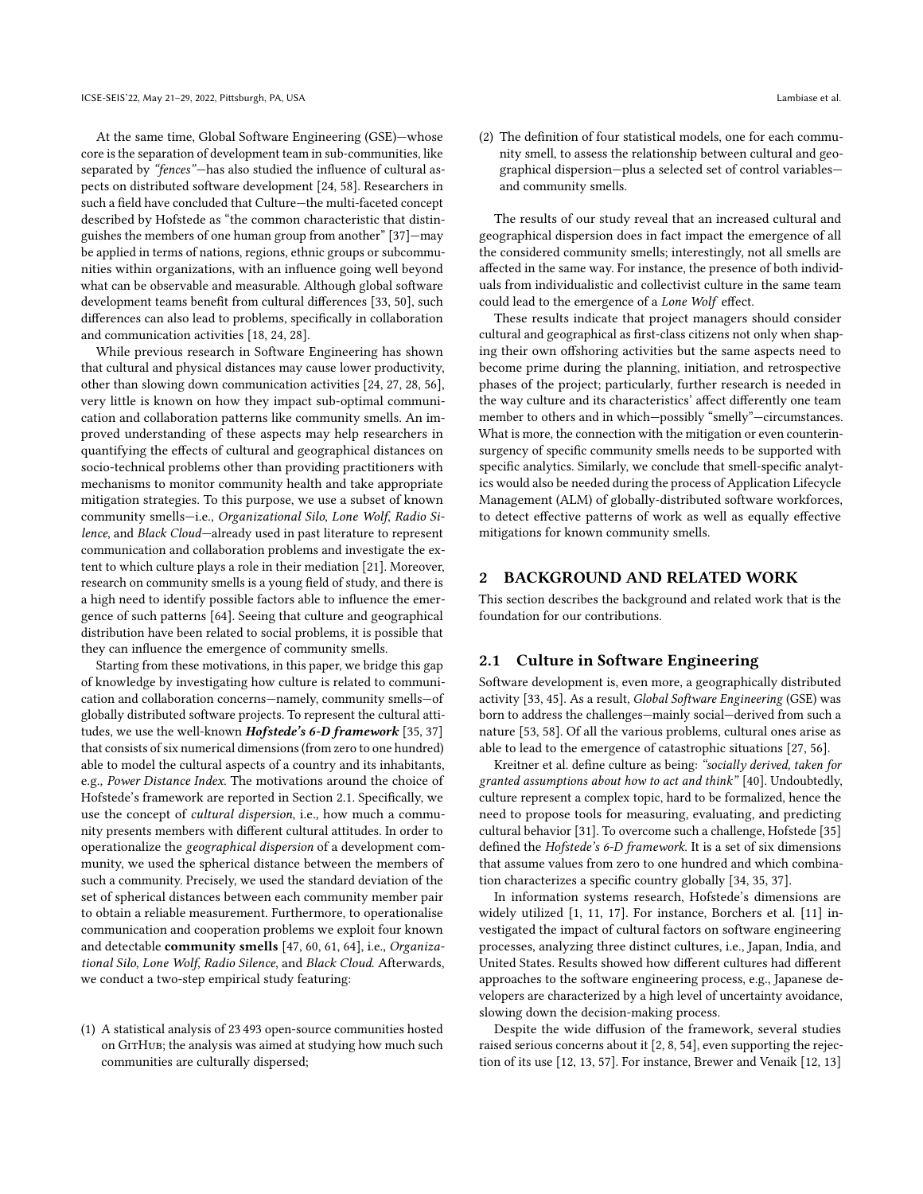At the same time, Global Software Engineering (GSE)—whose core is the separation of development team in sub-communities, like separated by *"fences"*—has also studied the influence of cultural aspects on distributed software development [24, 58]. Researchers in such a field have concluded that Culture—the multi-faceted concept described by Hofstede as "the common characteristic that distinguishes the members of one human group from another" [37]—may be applied in terms of nations, regions, ethnic groups or subcommunities within organizations, with an influence going well beyond what can be observable and measurable. Although global software development teams benefit from cultural differences [33, 50], such differences can also lead to problems, specifically in collaboration and communication activities [18, 24, 28].

While previous research in Software Engineering has shown that cultural and physical distances may cause lower productivity, other than slowing down communication activities [24, 27, 28, 56], very little is known on how they impact sub-optimal communication and collaboration patterns like community smells. An improved understanding of these aspects may help researchers in quantifying the effects of cultural and geographical distances on socio-technical problems other than providing practitioners with mechanisms to monitor community health and take appropriate mitigation strategies. To this purpose, we use a subset of known community smells—i.e., *Organizational Silo*, *Lone Wolf*, *Radio Silence*, and *Black Cloud*—already used in past literature to represent communication and collaboration problems and investigate the extent to which culture plays a role in their mediation [21]. Moreover, research on community smells is a young field of study, and there is a high need to identify possible factors able to influence the emergence of such patterns [64]. Seeing that culture and geographical distribution have been related to social problems, it is possible that they can influence the emergence of community smells.

Starting from these motivations, in this paper, we bridge this gap of knowledge by investigating how culture is related to communication and collaboration concerns—namely, community smells—of globally distributed software projects. To represent the cultural attitudes, we use the well-known ***Hofstede's 6-D framework*** [35, 37] that consists of six numerical dimensions (from zero to one hundred) able to model the cultural aspects of a country and its inhabitants, e.g., *Power Distance Index*. The motivations around the choice of Hofstede's framework are reported in Section 2.1. Specifically, we use the concept of *cultural dispersion*, i.e., how much a community presents members with different cultural attitudes. In order to operationalize the *geographical dispersion* of a development community, we used the spherical distance between the members of such a community. Precisely, we used the standard deviation of the set of spherical distances between each community member pair to obtain a reliable measurement. Furthermore, to operationalise communication and cooperation problems we exploit four known and detectable **community smells** [47, 60, 61, 64], i.e., *Organizational Silo*, *Lone Wolf*, *Radio Silence*, and *Black Cloud*. Afterwards, we conduct a two-step empirical study featuring:

(1) A statistical analysis of 23 493 open-source communities hosted on GitHub; the analysis was aimed at studying how much such communities are culturally dispersed;
(2) The definition of four statistical models, one for each community smell, to assess the relationship between cultural and geographical dispersion—plus a selected set of control variables—and community smells.

The results of our study reveal that an increased cultural and geographical dispersion does in fact impact the emergence of all the considered community smells; interestingly, not all smells are affected in the same way. For instance, the presence of both individuals from individualistic and collectivist culture in the same team could lead to the emergence of a *Lone Wolf* effect.

These results indicate that project managers should consider cultural and geographical as first-class citizens not only when shaping their own offshoring activities but the same aspects need to become prime during the planning, initiation, and retrospective phases of the project; particularly, further research is needed in the way culture and its characteristics' affect differently one team member to others and in which—possibly "smelly"—circumstances. What is more, the connection with the mitigation or even counterinsurgency of specific community smells needs to be supported with specific analytics. Similarly, we conclude that smell-specific analytics would also be needed during the process of Application Lifecycle Management (ALM) of globally-distributed software workforces, to detect effective patterns of work as well as equally effective mitigations for known community smells.

## 2 BACKGROUND AND RELATED WORK

This section describes the background and related work that is the foundation for our contributions.

### 2.1 Culture in Software Engineering

Software development is, even more, a geographically distributed activity [33, 45]. As a result, *Global Software Engineering* (GSE) was born to address the challenges—mainly social—derived from such a nature [53, 58]. Of all the various problems, cultural ones arise as able to lead to the emergence of catastrophic situations [27, 56].

Kreitner et al. define culture as being: *"socially derived, taken for granted assumptions about how to act and think"* [40]. Undoubtedly, culture represent a complex topic, hard to be formalized, hence the need to propose tools for measuring, evaluating, and predicting cultural behavior [31]. To overcome such a challenge, Hofstede [35] defined the *Hofstede's 6-D framework*. It is a set of six dimensions that assume values from zero to one hundred and which combination characterizes a specific country globally [34, 35, 37].

In information systems research, Hofstede's dimensions are widely utilized [1, 11, 17]. For instance, Borchers et al. [11] investigated the impact of cultural factors on software engineering processes, analyzing three distinct cultures, i.e., Japan, India, and United States. Results showed how different cultures had different approaches to the software engineering process, e.g., Japanese developers are characterized by a high level of uncertainty avoidance, slowing down the decision-making process.

Despite the wide diffusion of the framework, several studies raised serious concerns about it [2, 8, 54], even supporting the rejection of its use [12, 13, 57]. For instance, Brewer and Venaik [12, 13]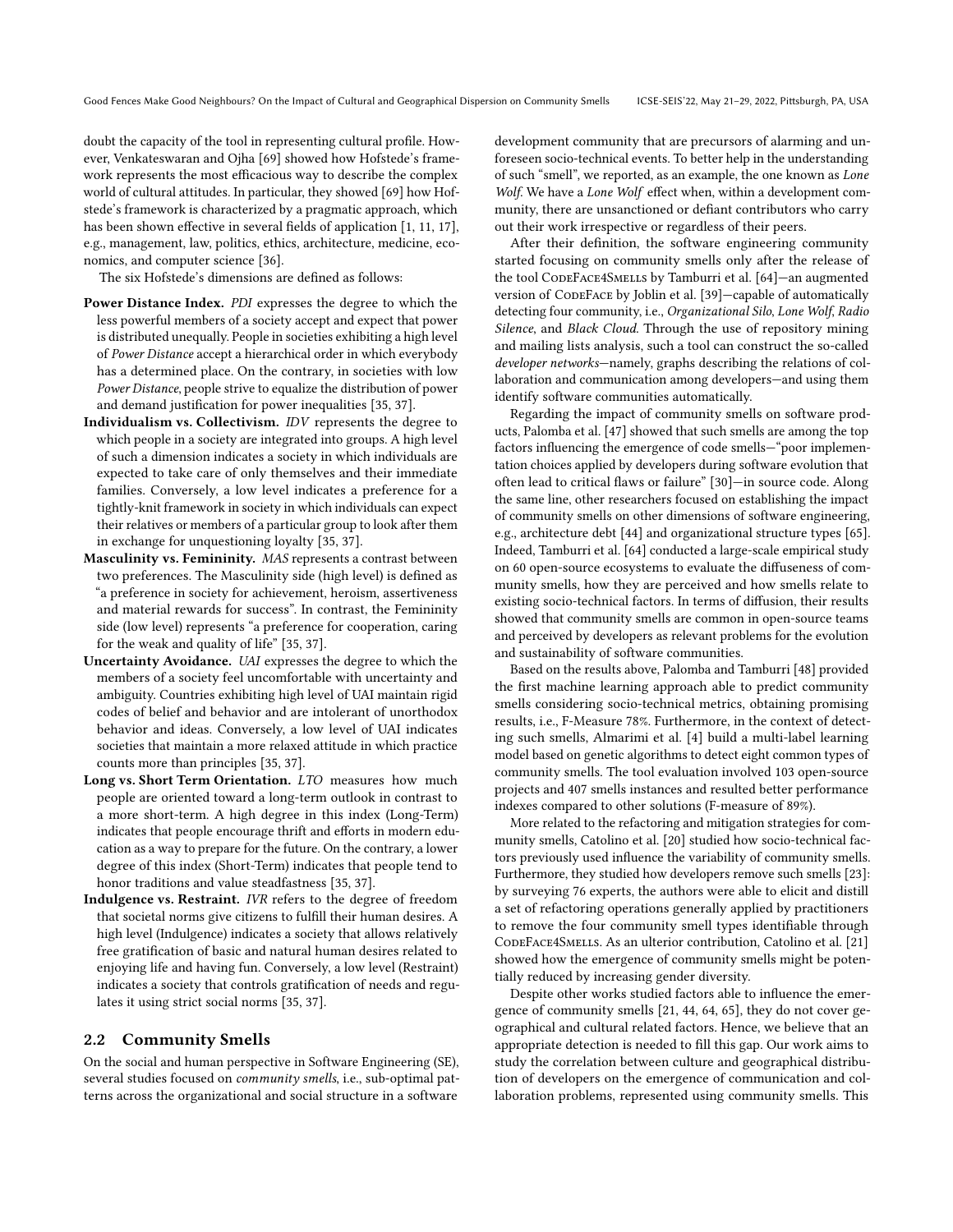doubt the capacity of the tool in representing cultural profile. However, Venkateswaran and Ojha [69] showed how Hofstede's framework represents the most efficacious way to describe the complex world of cultural attitudes. In particular, they showed [69] how Hofstede's framework is characterized by a pragmatic approach, which has been shown effective in several fields of application [1, 11, 17], e.g., management, law, politics, ethics, architecture, medicine, economics, and computer science [36].

The six Hofstede's dimensions are defined as follows:

**Power Distance Index.** *PDI* expresses the degree to which the less powerful members of a society accept and expect that power is distributed unequally. People in societies exhibiting a high level of *Power Distance* accept a hierarchical order in which everybody has a determined place. On the contrary, in societies with low *Power Distance*, people strive to equalize the distribution of power and demand justification for power inequalities [35, 37].

**Individualism vs. Collectivism.** *IDV* represents the degree to which people in a society are integrated into groups. A high level of such a dimension indicates a society in which individuals are expected to take care of only themselves and their immediate families. Conversely, a low level indicates a preference for a tightly-knit framework in society in which individuals can expect their relatives or members of a particular group to look after them in exchange for unquestioning loyalty [35, 37].

**Masculinity vs. Femininity.** *MAS* represents a contrast between two preferences. The Masculinity side (high level) is defined as "a preference in society for achievement, heroism, assertiveness and material rewards for success". In contrast, the Femininity side (low level) represents "a preference for cooperation, caring for the weak and quality of life" [35, 37].

**Uncertainty Avoidance.** *UAI* expresses the degree to which the members of a society feel uncomfortable with uncertainty and ambiguity. Countries exhibiting high level of UAI maintain rigid codes of belief and behavior and are intolerant of unorthodox behavior and ideas. Conversely, a low level of UAI indicates societies that maintain a more relaxed attitude in which practice counts more than principles [35, 37].

**Long vs. Short Term Orientation.** *LTO* measures how much people are oriented toward a long-term outlook in contrast to a more short-term. A high degree in this index (Long-Term) indicates that people encourage thrift and efforts in modern education as a way to prepare for the future. On the contrary, a lower degree of this index (Short-Term) indicates that people tend to honor traditions and value steadfastness [35, 37].

**Indulgence vs. Restraint.** *IVR* refers to the degree of freedom that societal norms give citizens to fulfill their human desires. A high level (Indulgence) indicates a society that allows relatively free gratification of basic and natural human desires related to enjoying life and having fun. Conversely, a low level (Restraint) indicates a society that controls gratification of needs and regulates it using strict social norms [35, 37].

## 2.2 Community Smells

On the social and human perspective in Software Engineering (SE), several studies focused on *community smells*, i.e., sub-optimal patterns across the organizational and social structure in a software development community that are precursors of alarming and unforeseen socio-technical events. To better help in the understanding of such "smell", we reported, as an example, the one known as *Lone Wolf*. We have a *Lone Wolf* effect when, within a development community, there are unsanctioned or defiant contributors who carry out their work irrespective or regardless of their peers.

After their definition, the software engineering community started focusing on community smells only after the release of the tool CodeFace4Smells by Tamburri et al. [64]—an augmented version of CodeFace by Joblin et al. [39]—capable of automatically detecting four community, i.e., *Organizational Silo*, *Lone Wolf*, *Radio Silence*, and *Black Cloud*. Through the use of repository mining and mailing lists analysis, such a tool can construct the so-called *developer networks*—namely, graphs describing the relations of collaboration and communication among developers—and using them identify software communities automatically.

Regarding the impact of community smells on software products, Palomba et al. [47] showed that such smells are among the top factors influencing the emergence of code smells—"poor implementation choices applied by developers during software evolution that often lead to critical flaws or failure" [30]—in source code. Along the same line, other researchers focused on establishing the impact of community smells on other dimensions of software engineering, e.g., architecture debt [44] and organizational structure types [65]. Indeed, Tamburri et al. [64] conducted a large-scale empirical study on 60 open-source ecosystems to evaluate the diffuseness of community smells, how they are perceived and how smells relate to existing socio-technical factors. In terms of diffusion, their results showed that community smells are common in open-source teams and perceived by developers as relevant problems for the evolution and sustainability of software communities.

Based on the results above, Palomba and Tamburri [48] provided the first machine learning approach able to predict community smells considering socio-technical metrics, obtaining promising results, i.e., F-Measure 78%. Furthermore, in the context of detecting such smells, Almarimi et al. [4] build a multi-label learning model based on genetic algorithms to detect eight common types of community smells. The tool evaluation involved 103 open-source projects and 407 smells instances and resulted better performance indexes compared to other solutions (F-measure of 89%).

More related to the refactoring and mitigation strategies for community smells, Catolino et al. [20] studied how socio-technical factors previously used influence the variability of community smells. Furthermore, they studied how developers remove such smells [23]: by surveying 76 experts, the authors were able to elicit and distill a set of refactoring operations generally applied by practitioners to remove the four community smell types identifiable through CodeFace4Smells. As an ulterior contribution, Catolino et al. [21] showed how the emergence of community smells might be potentially reduced by increasing gender diversity.

Despite other works studied factors able to influence the emergence of community smells [21, 44, 64, 65], they do not cover geographical and cultural related factors. Hence, we believe that an appropriate detection is needed to fill this gap. Our work aims to study the correlation between culture and geographical distribution of developers on the emergence of communication and collaboration problems, represented using community smells. This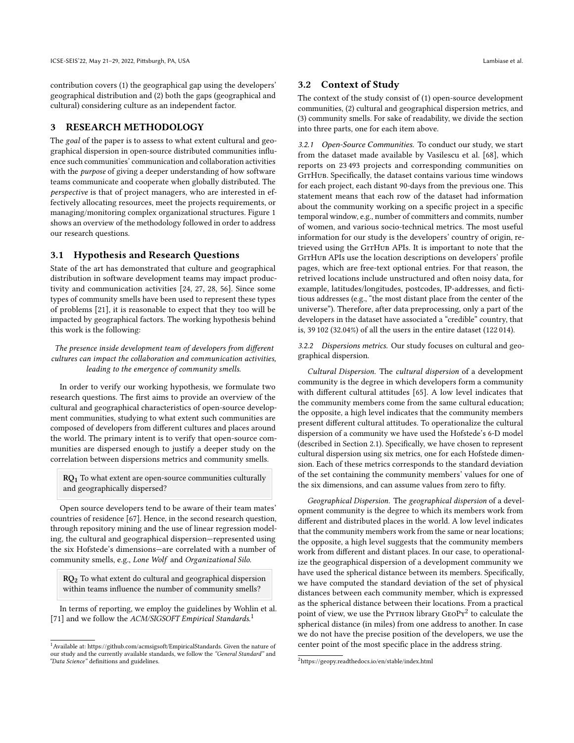contribution covers (1) the geographical gap using the developers' geographical distribution and (2) both the gaps (geographical and cultural) considering culture as an independent factor.

# 3 RESEARCH METHODOLOGY

The *goal* of the paper is to assess to what extent cultural and geographical dispersion in open-source distributed communities influence such communities' communication and collaboration activities with the *purpose* of giving a deeper understanding of how software teams communicate and cooperate when globally distributed. The *perspective* is that of project managers, who are interested in effectively allocating resources, meet the projects requirements, or managing/monitoring complex organizational structures. Figure 1 shows an overview of the methodology followed in order to address our research questions.

## 3.1 Hypothesis and Research Questions

State of the art has demonstrated that culture and geographical distribution in software development teams may impact productivity and communication activities [24, 27, 28, 56]. Since some types of community smells have been used to represent these types of problems [21], it is reasonable to expect that they too will be impacted by geographical factors. The working hypothesis behind this work is the following:

*The presence inside development team of developers from different cultures can impact the collaboration and communication activities, leading to the emergence of community smells.*

In order to verify our working hypothesis, we formulate two research questions. The first aims to provide an overview of the cultural and geographical characteristics of open-source development communities, studying to what extent such communities are composed of developers from different cultures and places around the world. The primary intent is to verify that open-source communities are dispersed enough to justify a deeper study on the correlation between dispersions metrics and community smells.

> **RQ$_1$** To what extent are open-source communities culturally and geographically dispersed?

Open source developers tend to be aware of their team mates' countries of residence [67]. Hence, in the second research question, through repository mining and the use of linear regression modeling, the cultural and geographical dispersion—represented using the six Hofstede's dimensions—are correlated with a number of community smells, e.g., *Lone Wolf* and *Organizational Silo*.

> **RQ$_2$** To what extent do cultural and geographical dispersion within teams influence the number of community smells?

In terms of reporting, we employ the guidelines by Wohlin et al. [71] and we follow the *ACM/SIGSOFT Empirical Standards*.[1]

[1] Available at: https://github.com/acmsigsoft/EmpiricalStandards. Given the nature of our study and the currently available standards, we follow the *"General Standard"* and *"Data Science"* definitions and guidelines.

## 3.2 Context of Study

The context of the study consist of (1) open-source development communities, (2) cultural and geographical dispersion metrics, and (3) community smells. For sake of readability, we divide the section into three parts, one for each item above.

### 3.2.1 *Open-Source Communities.*

To conduct our study, we start from the dataset made available by Vasilescu et al. [68], which reports on 23 493 projects and corresponding communities on GitHub. Specifically, the dataset contains various time windows for each project, each distant 90-days from the previous one. This statement means that each row of the dataset had information about the community working on a specific project in a specific temporal window, e.g., number of committers and commits, number of women, and various socio-technical metrics. The most useful information for our study is the developers' country of origin, retrieved using the GitHub APIs. It is important to note that the GitHub APIs use the location descriptions on developers' profile pages, which are free-text optional entries. For that reason, the retrived locations include unstructured and often noisy data, for example, latitudes/longitudes, postcodes, IP-addresses, and fictitious addresses (e.g., "the most distant place from the center of the universe"). Therefore, after data preprocessing, only a part of the developers in the dataset have associated a "credible" country, that is, 39 102 (32.04%) of all the users in the entire dataset (122 014).

### 3.2.2 *Dispersions metrics.*

Our study focuses on cultural and geographical dispersion.

*Cultural Dispersion.* The *cultural dispersion* of a development community is the degree in which developers form a community with different cultural attitudes [65]. A low level indicates that the community members come from the same cultural education; the opposite, a high level indicates that the community members present different cultural attitudes. To operationalize the cultural dispersion of a community we have used the Hofstede's 6-D model (described in Section 2.1). Specifically, we have chosen to represent cultural dispersion using six metrics, one for each Hofstede dimension. Each of these metrics corresponds to the standard deviation of the set containing the community members' values for one of the six dimensions, and can assume values from zero to fifty.

*Geographical Dispersion.* The *geographical dispersion* of a development community is the degree to which its members work from different and distributed places in the world. A low level indicates that the community members work from the same or near locations; the opposite, a high level suggests that the community members work from different and distant places. In our case, to operationalize the geographical dispersion of a development community we have used the spherical distance between its members. Specifically, we have computed the standard deviation of the set of physical distances between each community member, which is expressed as the spherical distance between their locations. From a practical point of view, we use the Python library GeoPy[2] to calculate the spherical distance (in miles) from one address to another. In case we do not have the precise position of the developers, we use the center point of the most specific place in the address string.

[2] https://geopy.readthedocs.io/en/stable/index.html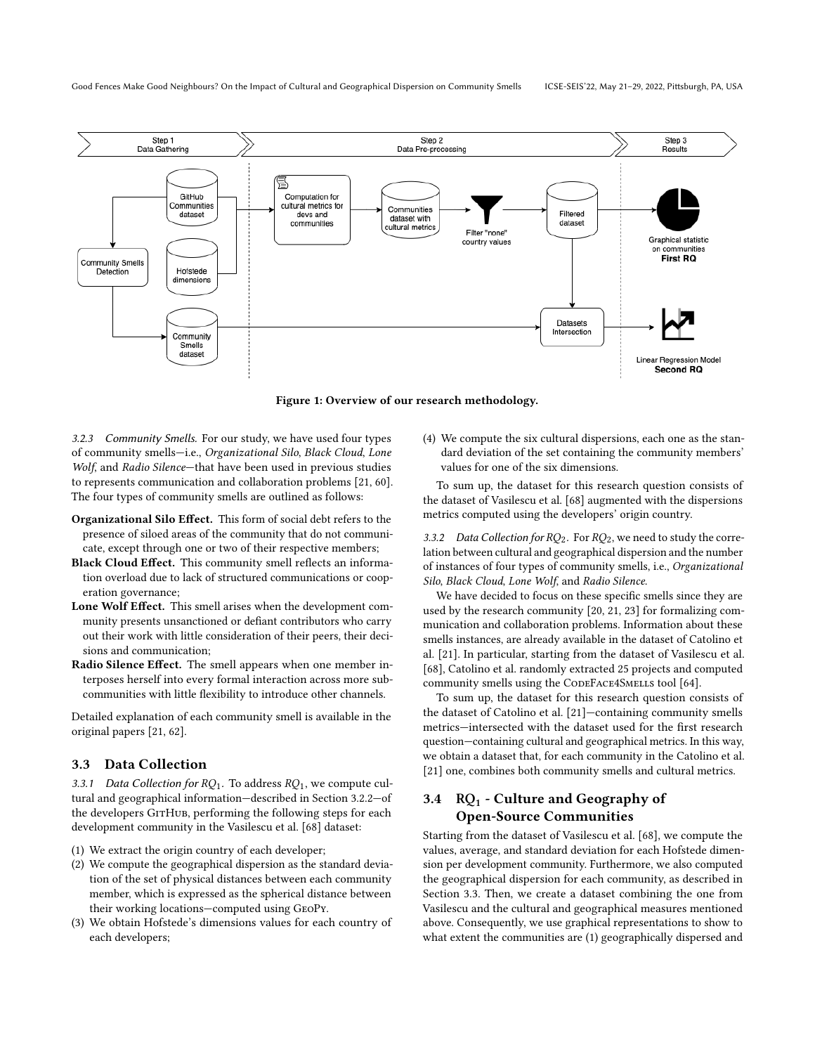Figure 1: Overview of our research methodology.

*3.2.3 Community Smells.* For our study, we have used four types of community smells—i.e., *Organizational Silo*, *Black Cloud*, *Lone Wolf*, and *Radio Silence*—that have been used in previous studies to represents communication and collaboration problems [21, 60]. The four types of community smells are outlined as follows:

**Organizational Silo Effect.** This form of social debt refers to the presence of siloed areas of the community that do not communicate, except through one or two of their respective members;

**Black Cloud Effect.** This community smell reflects an information overload due to lack of structured communications or cooperation governance;

**Lone Wolf Effect.** This smell arises when the development community presents unsanctioned or defiant contributors who carry out their work with little consideration of their peers, their decisions and communication;

**Radio Silence Effect.** The smell appears when one member interposes herself into every formal interaction across more subcommunities with little flexibility to introduce other channels.

Detailed explanation of each community smell is available in the original papers [21, 62].

## 3.3 Data Collection

*3.3.1 Data Collection for $RQ_1$.* To address $RQ_1$, we compute cultural and geographical information—described in Section 3.2.2—of the developers GitHub, performing the following steps for each development community in the Vasilescu et al. [68] dataset:

1. We extract the origin country of each developer;
2. We compute the geographical dispersion as the standard deviation of the set of physical distances between each community member, which is expressed as the spherical distance between their working locations—computed using GeoPy.
3. We obtain Hofstede's dimensions values for each country of each developers;
4. We compute the six cultural dispersions, each one as the standard deviation of the set containing the community members' values for one of the six dimensions.

To sum up, the dataset for this research question consists of the dataset of Vasilescu et al. [68] augmented with the dispersions metrics computed using the developers' origin country.

*3.3.2 Data Collection for $RQ_2$.* For $RQ_2$, we need to study the correlation between cultural and geographical dispersion and the number of instances of four types of community smells, i.e., *Organizational Silo*, *Black Cloud*, *Lone Wolf*, and *Radio Silence*.

We have decided to focus on these specific smells since they are used by the research community [20, 21, 23] for formalizing communication and collaboration problems. Information about these smells instances, are already available in the dataset of Catolino et al. [21]. In particular, starting from the dataset of Vasilescu et al. [68], Catolino et al. randomly extracted 25 projects and computed community smells using the CodeFace4Smells tool [64].

To sum up, the dataset for this research question consists of the dataset of Catolino et al. [21]—containing community smells metrics—intersected with the dataset used for the first research question—containing cultural and geographical metrics. In this way, we obtain a dataset that, for each community in the Catolino et al. [21] one, combines both community smells and cultural metrics.

## 3.4 $RQ_1$ - Culture and Geography of Open-Source Communities

Starting from the dataset of Vasilescu et al. [68], we compute the values, average, and standard deviation for each Hofstede dimension per development community. Furthermore, we also computed the geographical dispersion for each community, as described in Section 3.3. Then, we create a dataset combining the one from Vasilescu and the cultural and geographical measures mentioned above. Consequently, we use graphical representations to show to what extent the communities are (1) geographically dispersed and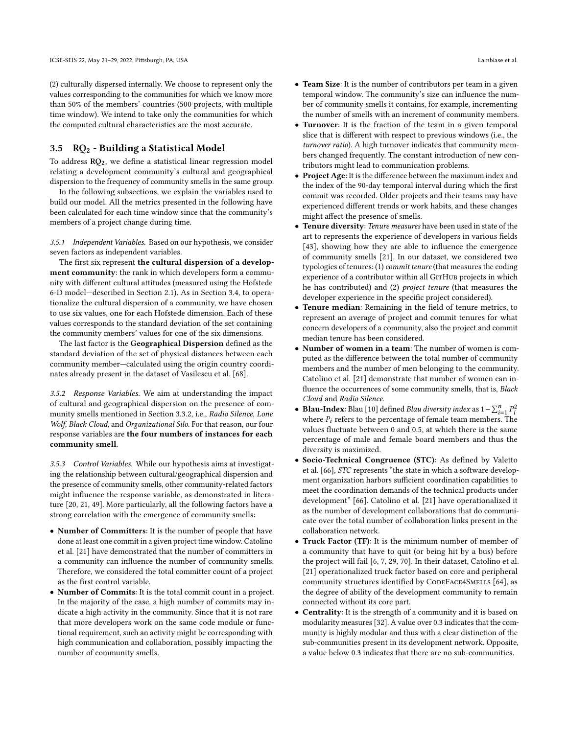(2) culturally dispersed internally. We choose to represent only the values corresponding to the communities for which we know more than 50% of the members' countries (500 projects, with multiple time window). We intend to take only the communities for which the computed cultural characteristics are the most accurate.

## 3.5 $\mathbf{RQ_2}$ - Building a Statistical Model

To address $\mathbf{RQ_2}$, we define a statistical linear regression model relating a development community's cultural and geographical dispersion to the frequency of community smells in the same group.

In the following subsections, we explain the variables used to build our model. All the metrics presented in the following have been calculated for each time window since that the community's members of a project change during time.

*3.5.1 Independent Variables.* Based on our hypothesis, we consider seven factors as independent variables.

The first six represent **the cultural dispersion of a development community**: the rank in which developers form a community with different cultural attitudes (measured using the Hofstede 6-D model—described in Section 2.1). As in Section 3.4, to operationalize the cultural dispersion of a community, we have chosen to use six values, one for each Hofstede dimension. Each of these values corresponds to the standard deviation of the set containing the community members' values for one of the six dimensions.

The last factor is the **Geographical Dispersion** defined as the standard deviation of the set of physical distances between each community member—calculated using the origin country coordinates already present in the dataset of Vasilescu et al. [68].

*3.5.2 Response Variables.* We aim at understanding the impact of cultural and geographical dispersion on the presence of community smells mentioned in Section 3.3.2, i.e., *Radio Silence*, *Lone Wolf*, *Black Cloud*, and *Organizational Silo*. For that reason, our four response variables are **the four numbers of instances for each community smell**.

*3.5.3 Control Variables.* While our hypothesis aims at investigating the relationship between cultural/geographical dispersion and the presence of community smells, other community-related factors might influence the response variable, as demonstrated in literature [20, 21, 49]. More particularly, all the following factors have a strong correlation with the emergence of community smells:

- **Number of Committers**: It is the number of people that have done at least one commit in a given project time window. Catolino et al. [21] have demonstrated that the number of committers in a community can influence the number of community smells. Therefore, we considered the total committer count of a project as the first control variable.
- **Number of Commits**: It is the total commit count in a project. In the majority of the case, a high number of commits may indicate a high activity in the community. Since that it is not rare that more developers work on the same code module or functional requirement, such an activity might be corresponding with high communication and collaboration, possibly impacting the number of community smells.
- **Team Size**: It is the number of contributors per team in a given temporal window. The community's size can influence the number of community smells it contains, for example, incrementing the number of smells with an increment of community members.
- **Turnover**: It is the fraction of the team in a given temporal slice that is different with respect to previous windows (i.e., the *turnover ratio*). A high turnover indicates that community members changed frequently. The constant introduction of new contributors might lead to communication problems.
- **Project Age**: It is the difference between the maximum index and the index of the 90-day temporal interval during which the first commit was recorded. Older projects and their teams may have experienced different trends or work habits, and these changes might affect the presence of smells.
- **Tenure diversity**: *Tenure measures* have been used in state of the art to represents the experience of developers in various fields [43], showing how they are able to influence the emergence of community smells [21]. In our dataset, we considered two typologies of tenures: (1) *commit tenure* (that measures the coding experience of a contributor within all GitHub projects in which he has contributed) and (2) *project tenure* (that measures the developer experience in the specific project considered).
- **Tenure median**: Remaining in the field of tenure metrics, to represent an average of project and commit tenures for what concern developers of a community, also the project and commit median tenure has been considered.
- **Number of women in a team**: The number of women is computed as the difference between the total number of community members and the number of men belonging to the community. Catolino et al. [21] demonstrate that number of women can influence the occurrences of some community smells, that is, *Black Cloud* and *Radio Silence*.
- **Blau-Index**: Blau [10] defined *Blau diversity index* as $1 - \sum_{i=1}^{n} P_i^2$ where $P_i$ refers to the percentage of female team members. The values fluctuate between 0 and 0.5, at which there is the same percentage of male and female board members and thus the diversity is maximized.
- **Socio-Technical Congruence (STC)**: As defined by Valetto et al. [66], *STC* represents "the state in which a software development organization harbors sufficient coordination capabilities to meet the coordination demands of the technical products under development" [66]. Catolino et al. [21] have operationalized it as the number of development collaborations that do communicate over the total number of collaboration links present in the collaboration network.
- **Truck Factor (TF)**: It is the minimum number of member of a community that have to quit (or being hit by a bus) before the project will fail [6, 7, 29, 70]. In their dataset, Catolino et al. [21] operationalized truck factor based on core and peripheral community structures identified by CodeFace4Smells [64], as the degree of ability of the development community to remain connected without its core part.
- **Centrality**: It is the strength of a community and it is based on modularity measures [32]. A value over 0.3 indicates that the community is highly modular and thus with a clear distinction of the sub-communities present in its development network. Opposite, a value below 0.3 indicates that there are no sub-communities.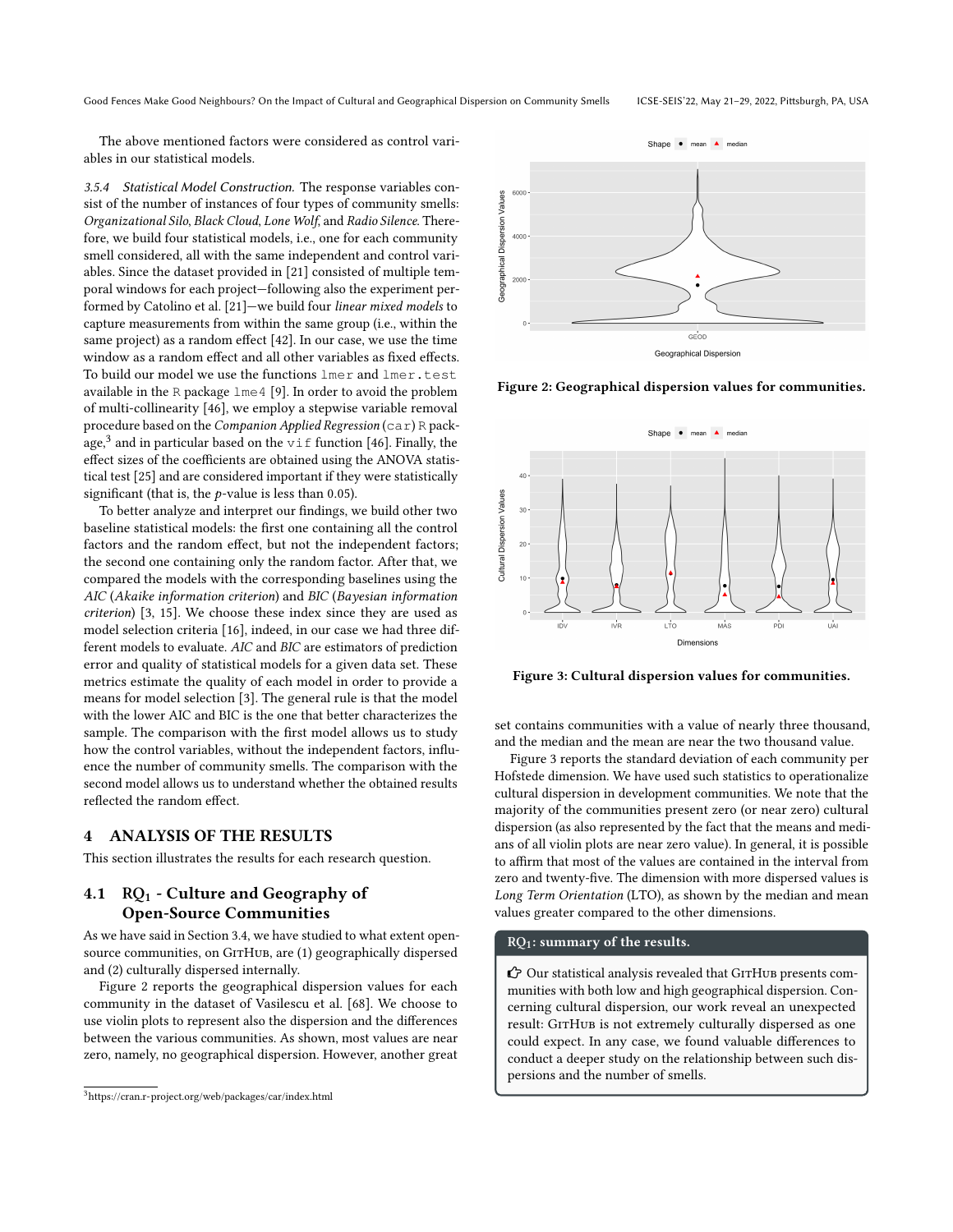The above mentioned factors were considered as control variables in our statistical models.

*3.5.4 Statistical Model Construction.* The response variables consist of the number of instances of four types of community smells: *Organizational Silo*, *Black Cloud*, *Lone Wolf*, and *Radio Silence*. Therefore, we build four statistical models, i.e., one for each community smell considered, all with the same independent and control variables. Since the dataset provided in [21] consisted of multiple temporal windows for each project—following also the experiment performed by Catolino et al. [21]—we build four *linear mixed models* to capture measurements from within the same group (i.e., within the same project) as a random effect [42]. In our case, we use the time window as a random effect and all other variables as fixed effects. To build our model we use the functions `lmer` and `lmer.test` available in the R package `lme4` [9]. In order to avoid the problem of multi-collinearity [46], we employ a stepwise variable removal procedure based on the *Companion Applied Regression* (`car`) R package,[3] and in particular based on the `vif` function [46]. Finally, the effect sizes of the coefficients are obtained using the ANOVA statistical test [25] and are considered important if they were statistically significant (that is, the $p$-value is less than 0.05).

To better analyze and interpret our findings, we build other two baseline statistical models: the first one containing all the control factors and the random effect, but not the independent factors; the second one containing only the random factor. After that, we compared the models with the corresponding baselines using the *AIC* (*Akaike information criterion*) and *BIC* (*Bayesian information criterion*) [3, 15]. We choose these index since they are used as model selection criteria [16], indeed, in our case we had three different models to evaluate. *AIC* and *BIC* are estimators of prediction error and quality of statistical models for a given data set. These metrics estimate the quality of each model in order to provide a means for model selection [3]. The general rule is that the model with the lower AIC and BIC is the one that better characterizes the sample. The comparison with the first model allows us to study how the control variables, without the independent factors, influence the number of community smells. The comparison with the second model allows us to understand whether the obtained results reflected the random effect.

## 4 ANALYSIS OF THE RESULTS

This section illustrates the results for each research question.

### 4.1 RQ$_1$ - Culture and Geography of Open-Source Communities

As we have said in Section 3.4, we have studied to what extent open-source communities, on GitHub, are (1) geographically dispersed and (2) culturally dispersed internally.

Figure 2 reports the geographical dispersion values for each community in the dataset of Vasilescu et al. [68]. We choose to use violin plots to represent also the dispersion and the differences between the various communities. As shown, most values are near zero, namely, no geographical dispersion. However, another great set contains communities with a value of nearly three thousand, and the median and the mean are near the two thousand value.

**Figure 2: Geographical dispersion values for communities.**

**Figure 3: Cultural dispersion values for communities.**

Figure 3 reports the standard deviation of each community per Hofstede dimension. We have used such statistics to operationalize cultural dispersion in development communities. We note that the majority of the communities present zero (or near zero) cultural dispersion (as also represented by the fact that the means and medians of all violin plots are near zero value). In general, it is possible to affirm that most of the values are contained in the interval from zero and twenty-five. The dimension with more dispersed values is *Long Term Orientation* (LTO), as shown by the median and mean values greater compared to the other dimensions.

> **RQ$_1$: summary of the results.**
>
> ☞ Our statistical analysis revealed that GitHub presents communities with both low and high geographical dispersion. Concerning cultural dispersion, our work reveal an unexpected result: GitHub is not extremely culturally dispersed as one could expect. In any case, we found valuable differences to conduct a deeper study on the relationship between such dispersions and the number of smells.

[3] https://cran.r-project.org/web/packages/car/index.html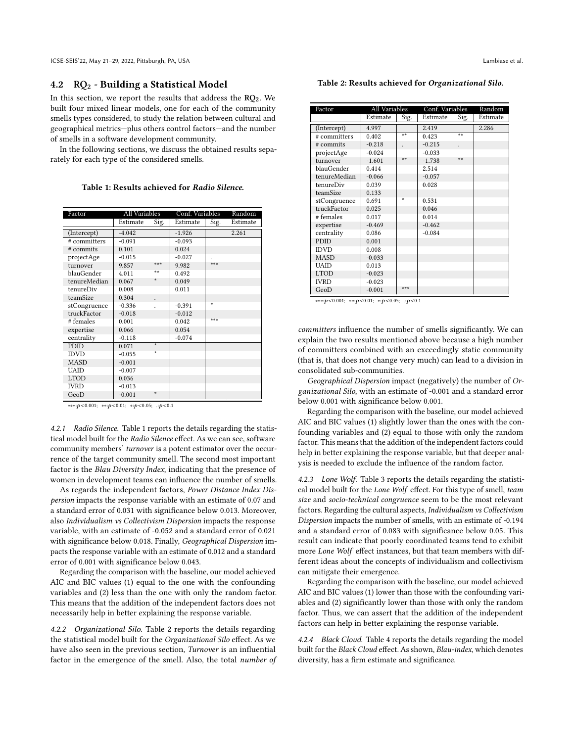## 4.2 $RQ_2$ - Building a Statistical Model

In this section, we report the results that address the $RQ_2$. We built four mixed linear models, one for each of the community smells types considered, to study the relation between cultural and geographical metrics—plus others control factors—and the number of smells in a software development community.

In the following sections, we discuss the obtained results separately for each type of the considered smells.

**Table 1: Results achieved for *Radio Silence*.**

| Factor | All Variables | | Conf. Variables | | Random |
|---|---|---|---|---|---|
| | Estimate | Sig. | Estimate | Sig. | Estimate |
| (Intercept) | -4.042 | | -1.926 | | 2.261 |
| # committers | -0.091 | | -0.093 | | |
| # commits | 0.101 | | 0.024 | | |
| projectAge | -0.015 | | -0.027 | . | |
| turnover | 9.857 | *** | 9.982 | *** | |
| blauGender | 4.011 | ** | 0.492 | | |
| tenureMedian | 0.067 | * | 0.049 | | |
| tenureDiv | 0.008 | | 0.011 | | |
| teamSize | 0.304 | . | | | |
| stCongruence | -0.336 | . | -0.391 | * | |
| truckFactor | -0.018 | | -0.012 | | |
| # females | 0.001 | | 0.042 | *** | |
| expertise | 0.066 | | 0.054 | | |
| centrality | -0.118 | | -0.074 | | |
| PDID | 0.071 | * | | | |
| IDVD | -0.055 | * | | | |
| MASD | -0.001 | | | | |
| UAID | -0.007 | | | | |
| LTOD | 0.036 | | | | |
| IVRD | -0.013 | | | | |
| GeoD | -0.001 | * | | | |

***:$p<0.001$; **:$p<0.01$; *:$p<0.05$; .:$p<0.1$

*4.2.1 Radio Silence.* Table 1 reports the details regarding the statistical model built for the *Radio Silence* effect. As we can see, software community members' *turnover* is a potent estimator over the occurrence of the target community smell. The second most important factor is the *Blau Diversity Index*, indicating that the presence of women in development teams can influence the number of smells.

As regards the independent factors, *Power Distance Index Dispersion* impacts the response variable with an estimate of 0.07 and a standard error of 0.031 with significance below 0.013. Moreover, also *Individualism vs Collectivism Dispersion* impacts the response variable, with an estimate of -0.052 and a standard error of 0.021 with significance below 0.018. Finally, *Geographical Dispersion* impacts the response variable with an estimate of 0.012 and a standard error of 0.001 with significance below 0.043.

Regarding the comparison with the baseline, our model achieved AIC and BIC values (1) equal to the one with the confounding variables and (2) less than the one with only the random factor. This means that the addition of the independent factors does not necessarily help in better explaining the response variable.

*4.2.2 Organizational Silo.* Table 2 reports the details regarding the statistical model built for the *Organizational Silo* effect. As we have also seen in the previous section, *Turnover* is an influential factor in the emergence of the smell. Also, the total *number of committers* influence the number of smells significantly. We can explain the two results mentioned above because a high number of committers combined with an exceedingly static community (that is, that does not change very much) can lead to a division in consolidated sub-communities.

**Table 2: Results achieved for *Organizational Silo*.**

| Factor | All Variables | | Conf. Variables | | Random |
|---|---|---|---|---|---|
| | Estimate | Sig. | Estimate | Sig. | Estimate |
| (Intercept) | 4.997 | | 2.419 | | 2.286 |
| # committers | 0.402 | ** | 0.423 | ** | |
| # commits | -0.218 | . | -0.215 | . | |
| projectAge | -0.024 | | -0.033 | | |
| turnover | -1.601 | ** | -1.738 | ** | |
| blauGender | 0.414 | | 2.514 | | |
| tenureMedian | -0.066 | | -0.057 | | |
| tenureDiv | 0.039 | | 0.028 | | |
| teamSize | 0.133 | | | | |
| stCongruence | 0.691 | * | 0.531 | | |
| truckFactor | 0.025 | | 0.046 | | |
| # females | 0.017 | | 0.014 | | |
| expertise | -0.469 | | -0.462 | | |
| centrality | 0.086 | | -0.084 | | |
| PDID | 0.001 | | | | |
| IDVD | 0.008 | | | | |
| MASD | -0.033 | | | | |
| UAID | 0.013 | | | | |
| LTOD | -0.023 | | | | |
| IVRD | -0.023 | | | | |
| GeoD | -0.001 | *** | | | |

***:$p<0.001$; **:$p<0.01$; *:$p<0.05$; .:$p<0.1$

*Geographical Dispersion* impact (negatively) the number of *Organizational Silo*, with an estimate of -0.001 and a standard error below 0.001 with significance below 0.001.

Regarding the comparison with the baseline, our model achieved AIC and BIC values (1) slightly lower than the ones with the confounding variables and (2) equal to those with only the random factor. This means that the addition of the independent factors could help in better explaining the response variable, but that deeper analysis is needed to exclude the influence of the random factor.

*4.2.3 Lone Wolf.* Table 3 reports the details regarding the statistical model built for the *Lone Wolf* effect. For this type of smell, *team size* and *socio-technical congruence* seem to be the most relevant factors. Regarding the cultural aspects, *Individualism vs Collectivism Dispersion* impacts the number of smells, with an estimate of -0.194 and a standard error of 0.083 with significance below 0.05. This result can indicate that poorly coordinated teams tend to exhibit more *Lone Wolf* effect instances, but that team members with different ideas about the concepts of individualism and collectivism can mitigate their emergence.

Regarding the comparison with the baseline, our model achieved AIC and BIC values (1) lower than those with the confounding variables and (2) significantly lower than those with only the random factor. Thus, we can assert that the addition of the independent factors can help in better explaining the response variable.

*4.2.4 Black Cloud.* Table 4 reports the details regarding the model built for the *Black Cloud* effect. As shown, *Blau-index*, which denotes diversity, has a firm estimate and significance.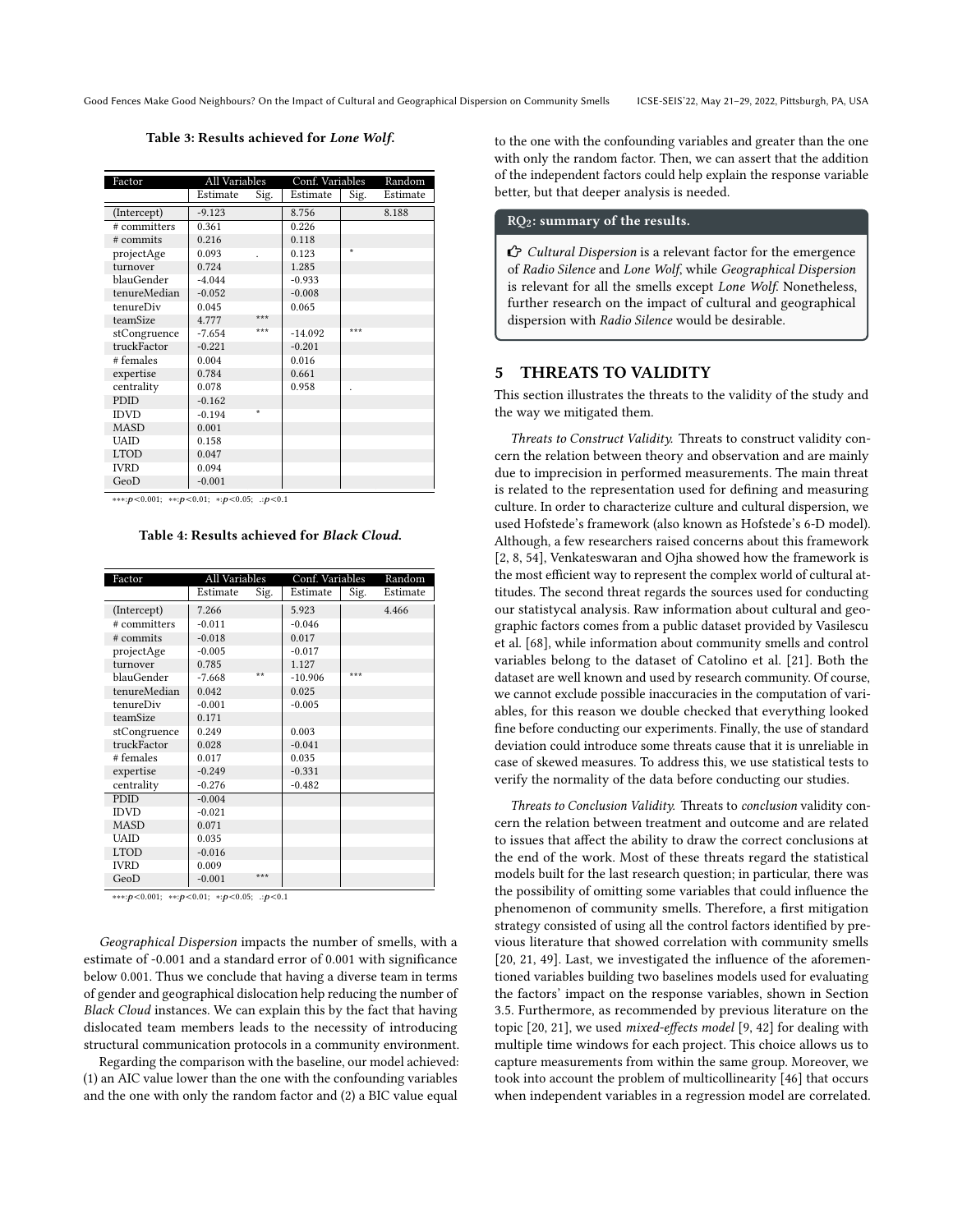**Table 3: Results achieved for *Lone Wolf*.**

| Factor | All Variables | | Conf. Variables | | Random |
|---|---|---|---|---|---|
| | Estimate | Sig. | Estimate | Sig. | Estimate |
| (Intercept) | -9.123 | | 8.756 | | 8.188 |
| # committers | 0.361 | | 0.226 | | |
| # commits | 0.216 | | 0.118 | | |
| projectAge | 0.093 | . | 0.123 | * | |
| turnover | 0.724 | | 1.285 | | |
| blauGender | -4.044 | | -0.933 | | |
| tenureMedian | -0.052 | | -0.008 | | |
| tenureDiv | 0.045 | | 0.065 | | |
| teamSize | 4.777 | *** | | | |
| stCongruence | -7.654 | *** | -14.092 | *** | |
| truckFactor | -0.221 | | -0.201 | | |
| # females | 0.004 | | 0.016 | | |
| expertise | 0.784 | | 0.661 | | |
| centrality | 0.078 | | 0.958 | . | |
| PDID | -0.162 | | | | |
| IDVD | -0.194 | * | | | |
| MASD | 0.001 | | | | |
| UAID | 0.158 | | | | |
| LTOD | 0.047 | | | | |
| IVRD | 0.094 | | | | |
| GeoD | -0.001 | | | | |

***: $p<0.001$; **: $p<0.01$; *: $p<0.05$; .: $p<0.1$

**Table 4: Results achieved for *Black Cloud*.**

| Factor | All Variables | | Conf. Variables | | Random |
|---|---|---|---|---|---|
| | Estimate | Sig. | Estimate | Sig. | Estimate |
| (Intercept) | 7.266 | | 5.923 | | 4.466 |
| # committers | -0.011 | | -0.046 | | |
| # commits | -0.018 | | 0.017 | | |
| projectAge | -0.005 | | -0.017 | | |
| turnover | 0.785 | | 1.127 | | |
| blauGender | -7.668 | ** | -10.906 | *** | |
| tenureMedian | 0.042 | | 0.025 | | |
| tenureDiv | -0.001 | | -0.005 | | |
| teamSize | 0.171 | | | | |
| stCongruence | 0.249 | | 0.003 | | |
| truckFactor | 0.028 | | -0.041 | | |
| # females | 0.017 | | 0.035 | | |
| expertise | -0.249 | | -0.331 | | |
| centrality | -0.276 | | -0.482 | | |
| PDID | -0.004 | | | | |
| IDVD | -0.021 | | | | |
| MASD | 0.071 | | | | |
| UAID | 0.035 | | | | |
| LTOD | -0.016 | | | | |
| IVRD | 0.009 | | | | |
| GeoD | -0.001 | *** | | | |

***: $p<0.001$; **: $p<0.01$; *: $p<0.05$; .: $p<0.1$

*Geographical Dispersion* impacts the number of smells, with a estimate of -0.001 and a standard error of 0.001 with significance below 0.001. Thus we conclude that having a diverse team in terms of gender and geographical dislocation help reducing the number of *Black Cloud* instances. We can explain this by the fact that having dislocated team members leads to the necessity of introducing structural communication protocols in a community environment.

Regarding the comparison with the baseline, our model achieved: (1) an AIC value lower than the one with the confounding variables and the one with only the random factor and (2) a BIC value equal to the one with the confounding variables and greater than the one with only the random factor. Then, we can assert that the addition of the independent factors could help explain the response variable better, but that deeper analysis is needed.

> **RQ$_2$: summary of the results.**
>
> ☞ *Cultural Dispersion* is a relevant factor for the emergence of *Radio Silence* and *Lone Wolf*, while *Geographical Dispersion* is relevant for all the smells except *Lone Wolf*. Nonetheless, further research on the impact of cultural and geographical dispersion with *Radio Silence* would be desirable.

## 5 THREATS TO VALIDITY

This section illustrates the threats to the validity of the study and the way we mitigated them.

*Threats to Construct Validity.* Threats to construct validity concern the relation between theory and observation and are mainly due to imprecision in performed measurements. The main threat is related to the representation used for defining and measuring culture. In order to characterize culture and cultural dispersion, we used Hofstede's framework (also known as Hofstede's 6-D model). Although, a few researchers raised concerns about this framework [2, 8, 54], Venkateswaran and Ojha showed how the framework is the most efficient way to represent the complex world of cultural attitudes. The second threat regards the sources used for conducting our statistycal analysis. Raw information about cultural and geographic factors comes from a public dataset provided by Vasilescu et al. [68], while information about community smells and control variables belong to the dataset of Catolino et al. [21]. Both the dataset are well known and used by research community. Of course, we cannot exclude possible inaccuracies in the computation of variables, for this reason we double checked that everything looked fine before conducting our experiments. Finally, the use of standard deviation could introduce some threats cause that it is unreliable in case of skewed measures. To address this, we use statistical tests to verify the normality of the data before conducting our studies.

*Threats to Conclusion Validity.* Threats to *conclusion* validity concern the relation between treatment and outcome and are related to issues that affect the ability to draw the correct conclusions at the end of the work. Most of these threats regard the statistical models built for the last research question; in particular, there was the possibility of omitting some variables that could influence the phenomenon of community smells. Therefore, a first mitigation strategy consisted of using all the control factors identified by previous literature that showed correlation with community smells [20, 21, 49]. Last, we investigated the influence of the aforementioned variables building two baselines models used for evaluating the factors' impact on the response variables, shown in Section 3.5. Furthermore, as recommended by previous literature on the topic [20, 21], we used *mixed-effects model* [9, 42] for dealing with multiple time windows for each project. This choice allows us to capture measurements from within the same group. Moreover, we took into account the problem of multicollinearity [46] that occurs when independent variables in a regression model are correlated.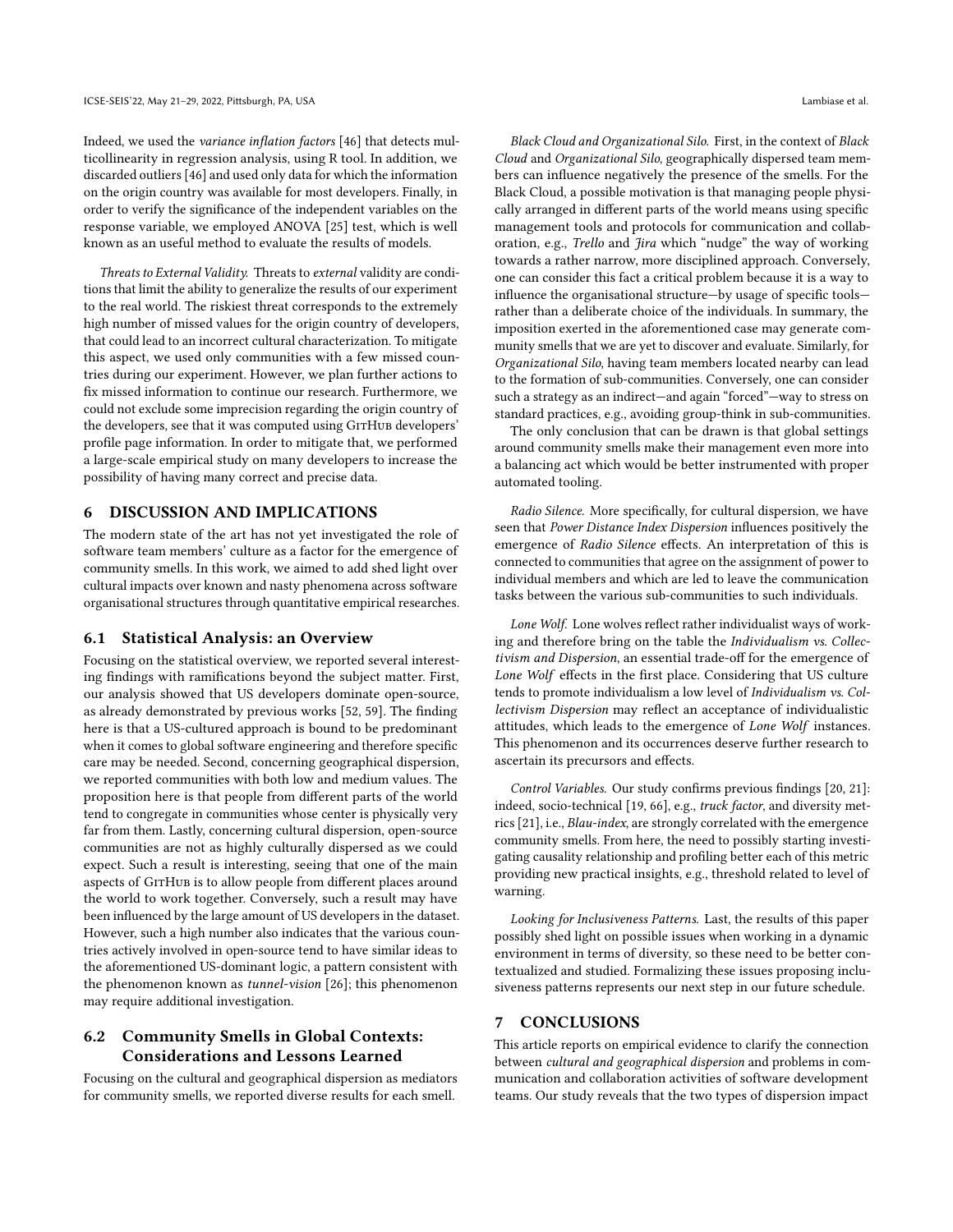Indeed, we used the *variance inflation factors* [46] that detects multicollinearity in regression analysis, using R tool. In addition, we discarded outliers [46] and used only data for which the information on the origin country was available for most developers. Finally, in order to verify the significance of the independent variables on the response variable, we employed ANOVA [25] test, which is well known as an useful method to evaluate the results of models.

*Threats to External Validity.* Threats to *external* validity are conditions that limit the ability to generalize the results of our experiment to the real world. The riskiest threat corresponds to the extremely high number of missed values for the origin country of developers, that could lead to an incorrect cultural characterization. To mitigate this aspect, we used only communities with a few missed countries during our experiment. However, we plan further actions to fix missed information to continue our research. Furthermore, we could not exclude some imprecision regarding the origin country of the developers, see that it was computed using GitHub developers' profile page information. In order to mitigate that, we performed a large-scale empirical study on many developers to increase the possibility of having many correct and precise data.

## 6 DISCUSSION AND IMPLICATIONS

The modern state of the art has not yet investigated the role of software team members' culture as a factor for the emergence of community smells. In this work, we aimed to add shed light over cultural impacts over known and nasty phenomena across software organisational structures through quantitative empirical researches.

### 6.1 Statistical Analysis: an Overview

Focusing on the statistical overview, we reported several interesting findings with ramifications beyond the subject matter. First, our analysis showed that US developers dominate open-source, as already demonstrated by previous works [52, 59]. The finding here is that a US-cultured approach is bound to be predominant when it comes to global software engineering and therefore specific care may be needed. Second, concerning geographical dispersion, we reported communities with both low and medium values. The proposition here is that people from different parts of the world tend to congregate in communities whose center is physically very far from them. Lastly, concerning cultural dispersion, open-source communities are not as highly culturally dispersed as we could expect. Such a result is interesting, seeing that one of the main aspects of GitHub is to allow people from different places around the world to work together. Conversely, such a result may have been influenced by the large amount of US developers in the dataset. However, such a high number also indicates that the various countries actively involved in open-source tend to have similar ideas to the aforementioned US-dominant logic, a pattern consistent with the phenomenon known as *tunnel-vision* [26]; this phenomenon may require additional investigation.

### 6.2 Community Smells in Global Contexts: Considerations and Lessons Learned

Focusing on the cultural and geographical dispersion as mediators for community smells, we reported diverse results for each smell.

*Black Cloud and Organizational Silo.* First, in the context of *Black Cloud* and *Organizational Silo*, geographically dispersed team members can influence negatively the presence of the smells. For the Black Cloud, a possible motivation is that managing people physically arranged in different parts of the world means using specific management tools and protocols for communication and collaboration, e.g., *Trello* and *Jira* which "nudge" the way of working towards a rather narrow, more disciplined approach. Conversely, one can consider this fact a critical problem because it is a way to influence the organisational structure—by usage of specific tools—rather than a deliberate choice of the individuals. In summary, the imposition exerted in the aforementioned case may generate community smells that we are yet to discover and evaluate. Similarly, for *Organizational Silo*, having team members located nearby can lead to the formation of sub-communities. Conversely, one can consider such a strategy as an indirect—and again "forced"—way to stress on standard practices, e.g., avoiding group-think in sub-communities.

The only conclusion that can be drawn is that global settings around community smells make their management even more into a balancing act which would be better instrumented with proper automated tooling.

*Radio Silence.* More specifically, for cultural dispersion, we have seen that *Power Distance Index Dispersion* influences positively the emergence of *Radio Silence* effects. An interpretation of this is connected to communities that agree on the assignment of power to individual members and which are led to leave the communication tasks between the various sub-communities to such individuals.

*Lone Wolf.* Lone wolves reflect rather individualist ways of working and therefore bring on the table the *Individualism vs. Collectivism and Dispersion*, an essential trade-off for the emergence of *Lone Wolf* effects in the first place. Considering that US culture tends to promote individualism a low level of *Individualism vs. Collectivism Dispersion* may reflect an acceptance of individualistic attitudes, which leads to the emergence of *Lone Wolf* instances. This phenomenon and its occurrences deserve further research to ascertain its precursors and effects.

*Control Variables.* Our study confirms previous findings [20, 21]: indeed, socio-technical [19, 66], e.g., *truck factor*, and diversity metrics [21], i.e., *Blau-index*, are strongly correlated with the emergence community smells. From here, the need to possibly starting investigating causality relationship and profiling better each of this metric providing new practical insights, e.g., threshold related to level of warning.

*Looking for Inclusiveness Patterns.* Last, the results of this paper possibly shed light on possible issues when working in a dynamic environment in terms of diversity, so these need to be better contextualized and studied. Formalizing these issues proposing inclusiveness patterns represents our next step in our future schedule.

## 7 CONCLUSIONS

This article reports on empirical evidence to clarify the connection between *cultural and geographical dispersion* and problems in communication and collaboration activities of software development teams. Our study reveals that the two types of dispersion impact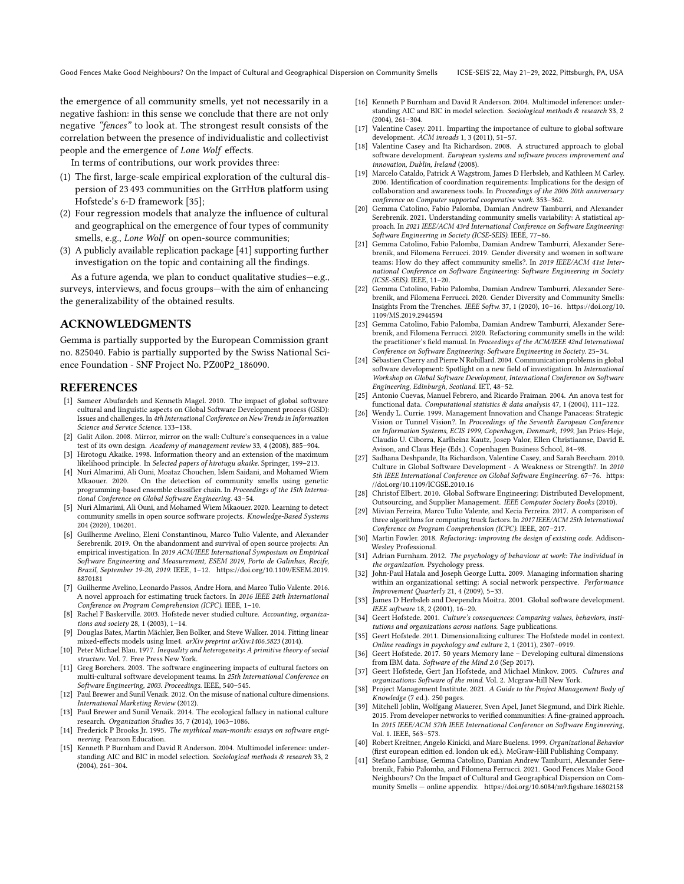the emergence of all community smells, yet not necessarily in a negative fashion: in this sense we conclude that there are not only negative *"fences"* to look at. The strongest result consists of the correlation between the presence of individualistic and collectivist people and the emergence of *Lone Wolf* effects.

In terms of contributions, our work provides three:

(1) The first, large-scale empirical exploration of the cultural dispersion of 23 493 communities on the GitHub platform using Hofstede's 6-D framework [35];
(2) Four regression models that analyze the influence of cultural and geographical on the emergence of four types of community smells, e.g., *Lone Wolf* on open-source communities;
(3) A publicly available replication package [41] supporting further investigation on the topic and containing all the findings.

As a future agenda, we plan to conduct qualitative studies—e.g., surveys, interviews, and focus groups—with the aim of enhancing the generalizability of the obtained results.

## ACKNOWLEDGMENTS

Gemma is partially supported by the European Commission grant no. 825040. Fabio is partially supported by the Swiss National Science Foundation - SNF Project No. PZ00P2_186090.

## REFERENCES

[1] Sameer Abufardeh and Kenneth Magel. 2010. The impact of global software cultural and linguistic aspects on Global Software Development process (GSD): Issues and challenges. In *4th International Conference on New Trends in Information Science and Service Science*. 133–138.

[2] Galit Ailon. 2008. Mirror, mirror on the wall: Culture's consequences in a value test of its own design. *Academy of management review* 33, 4 (2008), 885–904.

[3] Hirotogu Akaike. 1998. Information theory and an extension of the maximum likelihood principle. In *Selected papers of hirotugu akaike*. Springer, 199–213.

[4] Nuri Almarimi, Ali Ouni, Moataz Chouchen, Islem Saidani, and Mohamed Wiem Mkaouer. 2020. On the detection of community smells using genetic programming-based ensemble classifier chain. In *Proceedings of the 15th International Conference on Global Software Engineering*. 43–54.

[5] Nuri Almarimi, Ali Ouni, and Mohamed Wiem Mkaouer. 2020. Learning to detect community smells in open source software projects. *Knowledge-Based Systems* 204 (2020), 106201.

[6] Guilherme Avelino, Eleni Constantinou, Marco Tulio Valente, and Alexander Serebrenik. 2019. On the abandonment and survival of open source projects: An empirical investigation. In *2019 ACM/IEEE International Symposium on Empirical Software Engineering and Measurement, ESEM 2019, Porto de Galinhas, Recife, Brazil, September 19-20, 2019*. IEEE, 1–12. https://doi.org/10.1109/ESEM.2019.8870181

[7] Guilherme Avelino, Leonardo Passos, Andre Hora, and Marco Tulio Valente. 2016. A novel approach for estimating truck factors. In *2016 IEEE 24th International Conference on Program Comprehension (ICPC)*. IEEE, 1–10.

[8] Rachel F Baskerville. 2003. Hofstede never studied culture. *Accounting, organizations and society* 28, 1 (2003), 1–14.

[9] Douglas Bates, Martin Mächler, Ben Bolker, and Steve Walker. 2014. Fitting linear mixed-effects models using lme4. *arXiv preprint arXiv:1406.5823* (2014).

[10] Peter Michael Blau. 1977. *Inequality and heterogeneity: A primitive theory of social structure*. Vol. 7. Free Press New York.

[11] Greg Borchers. 2003. The software engineering impacts of cultural factors on multi-cultural software development teams. In *25th International Conference on Software Engineering, 2003. Proceedings.* IEEE, 540–545.

[12] Paul Brewer and Sunil Venaik. 2012. On the misuse of national culture dimensions. *International Marketing Review* (2012).

[13] Paul Brewer and Sunil Venaik. 2014. The ecological fallacy in national culture research. *Organization Studies* 35, 7 (2014), 1063–1086.

[14] Frederick P Brooks Jr. 1995. *The mythical man-month: essays on software engineering*. Pearson Education.

[15] Kenneth P Burnham and David R Anderson. 2004. Multimodel inference: understanding AIC and BIC in model selection. *Sociological methods & research* 33, 2 (2004), 261–304.

[16] Kenneth P Burnham and David R Anderson. 2004. Multimodel inference: understanding AIC and BIC in model selection. *Sociological methods & research* 33, 2 (2004), 261–304.

[17] Valentine Casey. 2011. Imparting the importance of culture to global software development. *ACM inroads* 1, 3 (2011), 51–57.

[18] Valentine Casey and Ita Richardson. 2008. A structured approach to global software development. *European systems and software process improvement and innovation, Dublin, Ireland* (2008).

[19] Marcelo Cataldo, Patrick A Wagstrom, James D Herbsleb, and Kathleen M Carley. 2006. Identification of coordination requirements: Implications for the design of collaboration and awareness tools. In *Proceedings of the 2006 20th anniversary conference on Computer supported cooperative work*. 353–362.

[20] Gemma Catolino, Fabio Palomba, Damian Andrew Tamburri, and Alexander Serebrenik. 2021. Understanding community smells variability: A statistical approach. In *2021 IEEE/ACM 43rd International Conference on Software Engineering: Software Engineering in Society (ICSE-SEIS)*. IEEE, 77–86.

[21] Gemma Catolino, Fabio Palomba, Damian Andrew Tamburri, Alexander Serebrenik, and Filomena Ferrucci. 2019. Gender diversity and women in software teams: How do they affect community smells?. In *2019 IEEE/ACM 41st International Conference on Software Engineering: Software Engineering in Society (ICSE-SEIS)*. IEEE, 11–20.

[22] Gemma Catolino, Fabio Palomba, Damian Andrew Tamburri, Alexander Serebrenik, and Filomena Ferrucci. 2020. Gender Diversity and Community Smells: Insights From the Trenches. *IEEE Softw.* 37, 1 (2020), 10–16. https://doi.org/10.1109/MS.2019.2944594

[23] Gemma Catolino, Fabio Palomba, Damian Andrew Tamburri, Alexander Serebrenik, and Filomena Ferrucci. 2020. Refactoring community smells in the wild: the practitioner's field manual. In *Proceedings of the ACM/IEEE 42nd International Conference on Software Engineering: Software Engineering in Society*. 25–34.

[24] Sébastien Cherry and Pierre N Robillard. 2004. Communication problems in global software development: Spotlight on a new field of investigation. In *International Workshop on Global Software Development, International Conference on Software Engineering, Edinburgh, Scotland*. IET, 48–52.

[25] Antonio Cuevas, Manuel Febrero, and Ricardo Fraiman. 2004. An anova test for functional data. *Computational statistics & data analysis* 47, 1 (2004), 111–122.

[26] Wendy L. Currie. 1999. Management Innovation and Change Panaceas: Strategic Vision or Tunnel Vision?. In *Proceedings of the Seventh European Conference on Information Systems, ECIS 1999, Copenhagen, Denmark, 1999*, Jan Pries-Heje, Claudio U. Ciborra, Karlheinz Kautz, Josep Valor, Ellen Christiaanse, David E. Avison, and Claus Heje (Eds.). Copenhagen Business School, 84–98.

[27] Sadhana Deshpande, Ita Richardson, Valentine Casey, and Sarah Beecham. 2010. Culture in Global Software Development - A Weakness or Strength?. In *2010 5th IEEE International Conference on Global Software Engineering*. 67–76. https://doi.org/10.1109/ICGSE.2010.16

[28] Christof Ebert. 2010. Global Software Engineering: Distributed Development, Outsourcing, and Supplier Management. *IEEE Computer Society Books* (2010).

[29] Mívian Ferreira, Marco Tulio Valente, and Kecia Ferreira. 2017. A comparison of three algorithms for computing truck factors. In *2017 IEEE/ACM 25th International Conference on Program Comprehension (ICPC)*. IEEE, 207–217.

[30] Martin Fowler. 2018. *Refactoring: improving the design of existing code.* Addison-Wesley Professional.

[31] Adrian Furnham. 2012. *The psychology of behaviour at work: The individual in the organization*. Psychology press.

[32] John-Paul Hatala and Joseph George Lutta. 2009. Managing information sharing within an organizational setting: A social network perspective. *Performance Improvement Quarterly* 21, 4 (2009), 5–33.

[33] James D Herbsleb and Deependra Moitra. 2001. Global software development. *IEEE software* 18, 2 (2001), 16–20.

[34] Geert Hofstede. 2001. *Culture's consequences: Comparing values, behaviors, institutions and organizations across nations*. Sage publications.

[35] Geert Hofstede. 2011. Dimensionalizing cultures: The Hofstede model in context. *Online readings in psychology and culture* 2, 1 (2011), 2307–0919.

[36] Geert Hofstede. 2017. 50 years Memory lane – Developing cultural dimensions from IBM data. *Software of the Mind 2.0* (Sep 2017).

[37] Geert Hofstede, Gert Jan Hofstede, and Michael Minkov. 2005. *Cultures and organizations: Software of the mind*. Vol. 2. Mcgraw-hill New York.

[38] Project Management Institute. 2021. *A Guide to the Project Management Body of Knowledge* (7 ed.). 250 pages.

[39] Mitchell Joblin, Wolfgang Mauerer, Sven Apel, Janet Siegmund, and Dirk Riehle. 2015. From developer networks to verified communities: A fine-grained approach. In *2015 IEEE/ACM 37th IEEE International Conference on Software Engineering*, Vol. 1. IEEE, 563–573.

[40] Robert Kreitner, Angelo Kinicki, and Marc Buelens. 1999. *Organizational Behavior* (first european edition ed. london uk ed.). McGraw-Hill Publishing Company.

[41] Stefano Lambiase, Gemma Catolino, Damian Andrew Tamburri, Alexander Serebrenik, Fabio Palomba, and Filomena Ferrucci. 2021. Good Fences Make Good Neighbours? On the Impact of Cultural and Geographical Dispersion on Community Smells — online appendix. https://doi.org/10.6084/m9.figshare.16802158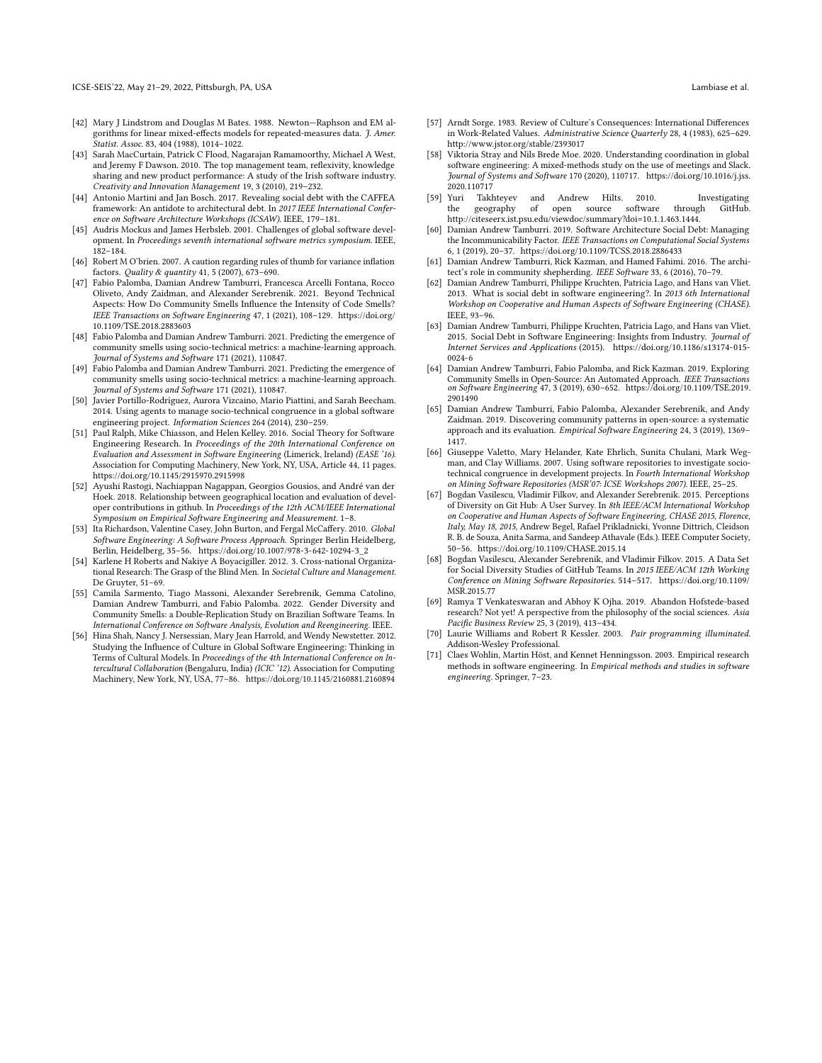- [42] Mary J Lindstrom and Douglas M Bates. 1988. Newton—Raphson and EM algorithms for linear mixed-effects models for repeated-measures data. *J. Amer. Statist. Assoc.* 83, 404 (1988), 1014–1022.
- [43] Sarah MacCurtain, Patrick C Flood, Nagarajan Ramamoorthy, Michael A West, and Jeremy F Dawson. 2010. The top management team, reflexivity, knowledge sharing and new product performance: A study of the Irish software industry. *Creativity and Innovation Management* 19, 3 (2010), 219–232.
- [44] Antonio Martini and Jan Bosch. 2017. Revealing social debt with the CAFFEA framework: An antidote to architectural debt. In *2017 IEEE International Conference on Software Architecture Workshops (ICSAW)*. IEEE, 179–181.
- [45] Audris Mockus and James Herbsleb. 2001. Challenges of global software development. In *Proceedings seventh international software metrics symposium*. IEEE, 182–184.
- [46] Robert M O'brien. 2007. A caution regarding rules of thumb for variance inflation factors. *Quality & quantity* 41, 5 (2007), 673–690.
- [47] Fabio Palomba, Damian Andrew Tamburri, Francesca Arcelli Fontana, Rocco Oliveto, Andy Zaidman, and Alexander Serebrenik. 2021. Beyond Technical Aspects: How Do Community Smells Influence the Intensity of Code Smells? *IEEE Transactions on Software Engineering* 47, 1 (2021), 108–129. https://doi.org/10.1109/TSE.2018.2883603
- [48] Fabio Palomba and Damian Andrew Tamburri. 2021. Predicting the emergence of community smells using socio-technical metrics: a machine-learning approach. *Journal of Systems and Software* 171 (2021), 110847.
- [49] Fabio Palomba and Damian Andrew Tamburri. 2021. Predicting the emergence of community smells using socio-technical metrics: a machine-learning approach. *Journal of Systems and Software* 171 (2021), 110847.
- [50] Javier Portillo-Rodríguez, Aurora Vizcaino, Mario Piattini, and Sarah Beecham. 2014. Using agents to manage socio-technical congruence in a global software engineering project. *Information Sciences* 264 (2014), 230–259.
- [51] Paul Ralph, Mike Chiasson, and Helen Kelley. 2016. Social Theory for Software Engineering Research. In *Proceedings of the 20th International Conference on Evaluation and Assessment in Software Engineering* (Limerick, Ireland) *(EASE '16)*. Association for Computing Machinery, New York, NY, USA, Article 44, 11 pages. https://doi.org/10.1145/2915970.2915998
- [52] Ayushi Rastogi, Nachiappan Nagappan, Georgios Gousios, and André van der Hoek. 2018. Relationship between geographical location and evaluation of developer contributions in github. In *Proceedings of the 12th ACM/IEEE International Symposium on Empirical Software Engineering and Measurement*. 1–8.
- [53] Ita Richardson, Valentine Casey, John Burton, and Fergal McCaffery. 2010. *Global Software Engineering: A Software Process Approach*. Springer Berlin Heidelberg, Berlin, Heidelberg, 35–56. https://doi.org/10.1007/978-3-642-10294-3_2
- [54] Karlene H Roberts and Nakiye A Boyacigiller. 2012. 3. Cross-national Organizational Research: The Grasp of the Blind Men. In *Societal Culture and Management*. De Gruyter, 51–69.
- [55] Camila Sarmento, Tiago Massoni, Alexander Serebrenik, Gemma Catolino, Damian Andrew Tamburri, and Fabio Palomba. 2022. Gender Diversity and Community Smells: a Double-Replication Study on Brazilian Software Teams. In *International Conference on Software Analysis, Evolution and Reengineering*. IEEE.
- [56] Hina Shah, Nancy J. Nersessian, Mary Jean Harrold, and Wendy Newstetter. 2012. Studying the Influence of Culture in Global Software Engineering: Thinking in Terms of Cultural Models. In *Proceedings of the 4th International Conference on Intercultural Collaboration* (Bengaluru, India) *(ICIC '12)*. Association for Computing Machinery, New York, NY, USA, 77–86. https://doi.org/10.1145/2160881.2160894
- [57] Arndt Sorge. 1983. Review of Culture's Consequences: International Differences in Work-Related Values. *Administrative Science Quarterly* 28, 4 (1983), 625–629. http://www.jstor.org/stable/2393017
- [58] Viktoria Stray and Nils Brede Moe. 2020. Understanding coordination in global software engineering: A mixed-methods study on the use of meetings and Slack. *Journal of Systems and Software* 170 (2020), 110717. https://doi.org/10.1016/j.jss.2020.110717
- [59] Yuri Takhteyev and Andrew Hilts. 2010. Investigating the geography of open source software through GitHub. http://citeseerx.ist.psu.edu/viewdoc/summary?doi=10.1.1.463.1444.
- [60] Damian Andrew Tamburri. 2019. Software Architecture Social Debt: Managing the Incommunicability Factor. *IEEE Transactions on Computational Social Systems* 6, 1 (2019), 20–37. https://doi.org/10.1109/TCSS.2018.2886433
- [61] Damian Andrew Tamburri, Rick Kazman, and Hamed Fahimi. 2016. The architect's role in community shepherding. *IEEE Software* 33, 6 (2016), 70–79.
- [62] Damian Andrew Tamburri, Philippe Kruchten, Patricia Lago, and Hans van Vliet. 2013. What is social debt in software engineering?. In *2013 6th International Workshop on Cooperative and Human Aspects of Software Engineering (CHASE)*. IEEE, 93–96.
- [63] Damian Andrew Tamburri, Philippe Kruchten, Patricia Lago, and Hans van Vliet. 2015. Social Debt in Software Engineering: Insights from Industry. *Journal of Internet Services and Applications* (2015). https://doi.org/10.1186/s13174-015-0024-6
- [64] Damian Andrew Tamburri, Fabio Palomba, and Rick Kazman. 2019. Exploring Community Smells in Open-Source: An Automated Approach. *IEEE Transactions on Software Engineering* 47, 3 (2019), 630–652. https://doi.org/10.1109/TSE.2019.2901490
- [65] Damian Andrew Tamburri, Fabio Palomba, Alexander Serebrenik, and Andy Zaidman. 2019. Discovering community patterns in open-source: a systematic approach and its evaluation. *Empirical Software Engineering* 24, 3 (2019), 1369–1417.
- [66] Giuseppe Valetto, Mary Helander, Kate Ehrlich, Sunita Chulani, Mark Wegman, and Clay Williams. 2007. Using software repositories to investigate socio-technical congruence in development projects. In *Fourth International Workshop on Mining Software Repositories (MSR'07: ICSE Workshops 2007)*. IEEE, 25–25.
- [67] Bogdan Vasilescu, Vladimir Filkov, and Alexander Serebrenik. 2015. Perceptions of Diversity on Git Hub: A User Survey. In *8th IEEE/ACM International Workshop on Cooperative and Human Aspects of Software Engineering, CHASE 2015, Florence, Italy, May 18, 2015*, Andrew Begel, Rafael Prikladnicki, Yvonne Dittrich, Cleidson R. B. de Souza, Anita Sarma, and Sandeep Athavale (Eds.). IEEE Computer Society, 50–56. https://doi.org/10.1109/CHASE.2015.14
- [68] Bogdan Vasilescu, Alexander Serebrenik, and Vladimir Filkov. 2015. A Data Set for Social Diversity Studies of GitHub Teams. In *2015 IEEE/ACM 12th Working Conference on Mining Software Repositories*. 514–517. https://doi.org/10.1109/MSR.2015.77
- [69] Ramya T Venkateswaran and Abhoy K Ojha. 2019. Abandon Hofstede-based research? Not yet! A perspective from the philosophy of the social sciences. *Asia Pacific Business Review* 25, 3 (2019), 413–434.
- [70] Laurie Williams and Robert R Kessler. 2003. *Pair programming illuminated*. Addison-Wesley Professional.
- [71] Claes Wohlin, Martin Höst, and Kennet Henningsson. 2003. Empirical research methods in software engineering. In *Empirical methods and studies in software engineering*. Springer, 7–23.